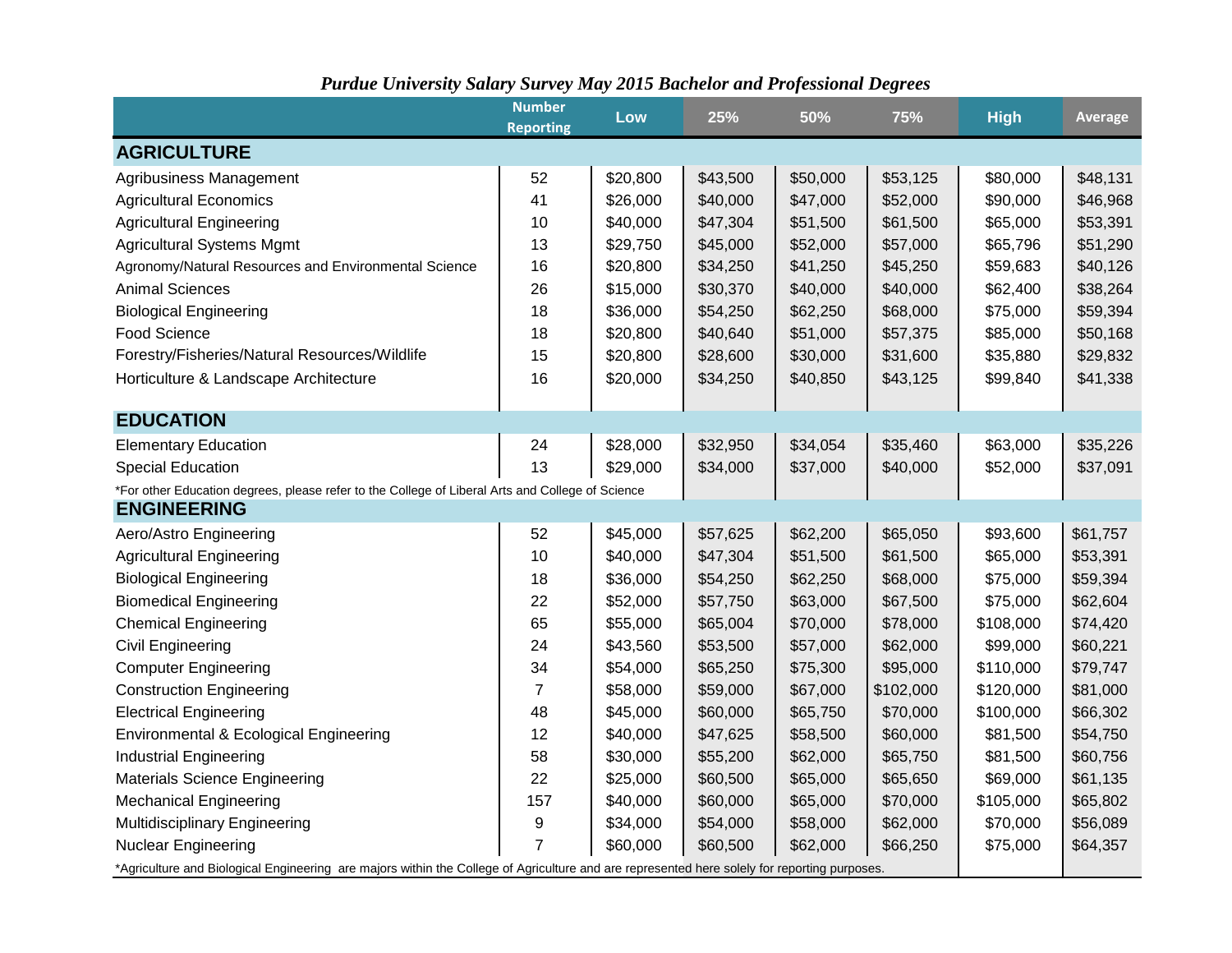### *Purdue University Salary Survey May 2015 Bachelor and Professional Degrees*

| | Number Reporting | Low | 25% | 50% | 75% | High | Average |
|---|---|---|---|---|---|---|---|
| **AGRICULTURE** | | | | | | | |
| Agribusiness Management | 52 | $20,800 | $43,500 | $50,000 | $53,125 | $80,000 | $48,131 |
| Agricultural Economics | 41 | $26,000 | $40,000 | $47,000 | $52,000 | $90,000 | $46,968 |
| Agricultural Engineering | 10 | $40,000 | $47,304 | $51,500 | $61,500 | $65,000 | $53,391 |
| Agricultural Systems Mgmt | 13 | $29,750 | $45,000 | $52,000 | $57,000 | $65,796 | $51,290 |
| Agronomy/Natural Resources and Environmental Science | 16 | $20,800 | $34,250 | $41,250 | $45,250 | $59,683 | $40,126 |
| Animal Sciences | 26 | $15,000 | $30,370 | $40,000 | $40,000 | $62,400 | $38,264 |
| Biological Engineering | 18 | $36,000 | $54,250 | $62,250 | $68,000 | $75,000 | $59,394 |
| Food Science | 18 | $20,800 | $40,640 | $51,000 | $57,375 | $85,000 | $50,168 |
| Forestry/Fisheries/Natural Resources/Wildlife | 15 | $20,800 | $28,600 | $30,000 | $31,600 | $35,880 | $29,832 |
| Horticulture & Landscape Architecture | 16 | $20,000 | $34,250 | $40,850 | $43,125 | $99,840 | $41,338 |
| **EDUCATION** | | | | | | | |
| Elementary Education | 24 | $28,000 | $32,950 | $34,054 | $35,460 | $63,000 | $35,226 |
| Special Education | 13 | $29,000 | $34,000 | $37,000 | $40,000 | $52,000 | $37,091 |
| *For other Education degrees, please refer to the College of Liberal Arts and College of Science | | | | | | | |
| **ENGINEERING** | | | | | | | |
| Aero/Astro Engineering | 52 | $45,000 | $57,625 | $62,200 | $65,050 | $93,600 | $61,757 |
| Agricultural Engineering | 10 | $40,000 | $47,304 | $51,500 | $61,500 | $65,000 | $53,391 |
| Biological Engineering | 18 | $36,000 | $54,250 | $62,250 | $68,000 | $75,000 | $59,394 |
| Biomedical Engineering | 22 | $52,000 | $57,750 | $63,000 | $67,500 | $75,000 | $62,604 |
| Chemical Engineering | 65 | $55,000 | $65,004 | $70,000 | $78,000 | $108,000 | $74,420 |
| Civil Engineering | 24 | $43,560 | $53,500 | $57,000 | $62,000 | $99,000 | $60,221 |
| Computer Engineering | 34 | $54,000 | $65,250 | $75,300 | $95,000 | $110,000 | $79,747 |
| Construction Engineering | 7 | $58,000 | $59,000 | $67,000 | $102,000 | $120,000 | $81,000 |
| Electrical Engineering | 48 | $45,000 | $60,000 | $65,750 | $70,000 | $100,000 | $66,302 |
| Environmental & Ecological Engineering | 12 | $40,000 | $47,625 | $58,500 | $60,000 | $81,500 | $54,750 |
| Industrial Engineering | 58 | $30,000 | $55,200 | $62,000 | $65,750 | $81,500 | $60,756 |
| Materials Science Engineering | 22 | $25,000 | $60,500 | $65,000 | $65,650 | $69,000 | $61,135 |
| Mechanical Engineering | 157 | $40,000 | $60,000 | $65,000 | $70,000 | $105,000 | $65,802 |
| Multidisciplinary Engineering | 9 | $34,000 | $54,000 | $58,000 | $62,000 | $70,000 | $56,089 |
| Nuclear Engineering | 7 | $60,000 | $60,500 | $62,000 | $66,250 | $75,000 | $64,357 |

*Agriculture and Biological Engineering are majors within the College of Agriculture and are represented here solely for reporting purposes.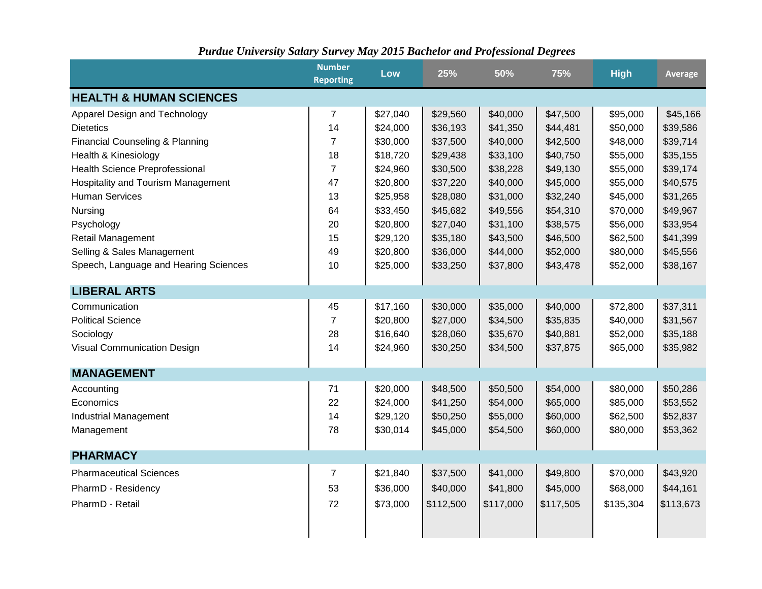*Purdue University Salary Survey May 2015 Bachelor and Professional Degrees*

| | Number Reporting | Low | 25% | 50% | 75% | High | Average |
|---|---|---|---|---|---|---|---|
| **HEALTH & HUMAN SCIENCES** | | | | | | | |
| Apparel Design and Technology | 7 | $27,040 | $29,560 | $40,000 | $47,500 | $95,000 | $45,166 |
| Dietetics | 14 | $24,000 | $36,193 | $41,350 | $44,481 | $50,000 | $39,586 |
| Financial Counseling & Planning | 7 | $30,000 | $37,500 | $40,000 | $42,500 | $48,000 | $39,714 |
| Health & Kinesiology | 18 | $18,720 | $29,438 | $33,100 | $40,750 | $55,000 | $35,155 |
| Health Science Preprofessional | 7 | $24,960 | $30,500 | $38,228 | $49,130 | $55,000 | $39,174 |
| Hospitality and Tourism Management | 47 | $20,800 | $37,220 | $40,000 | $45,000 | $55,000 | $40,575 |
| Human Services | 13 | $25,958 | $28,080 | $31,000 | $32,240 | $45,000 | $31,265 |
| Nursing | 64 | $33,450 | $45,682 | $49,556 | $54,310 | $70,000 | $49,967 |
| Psychology | 20 | $20,800 | $27,040 | $31,100 | $38,575 | $56,000 | $33,954 |
| Retail Management | 15 | $29,120 | $35,180 | $43,500 | $46,500 | $62,500 | $41,399 |
| Selling & Sales Management | 49 | $20,800 | $36,000 | $44,000 | $52,000 | $80,000 | $45,556 |
| Speech, Language and Hearing Sciences | 10 | $25,000 | $33,250 | $37,800 | $43,478 | $52,000 | $38,167 |
| **LIBERAL ARTS** | | | | | | | |
| Communication | 45 | $17,160 | $30,000 | $35,000 | $40,000 | $72,800 | $37,311 |
| Political Science | 7 | $20,800 | $27,000 | $34,500 | $35,835 | $40,000 | $31,567 |
| Sociology | 28 | $16,640 | $28,060 | $35,670 | $40,881 | $52,000 | $35,188 |
| Visual Communication Design | 14 | $24,960 | $30,250 | $34,500 | $37,875 | $65,000 | $35,982 |
| **MANAGEMENT** | | | | | | | |
| Accounting | 71 | $20,000 | $48,500 | $50,500 | $54,000 | $80,000 | $50,286 |
| Economics | 22 | $24,000 | $41,250 | $54,000 | $65,000 | $85,000 | $53,552 |
| Industrial Management | 14 | $29,120 | $50,250 | $55,000 | $60,000 | $62,500 | $52,837 |
| Management | 78 | $30,014 | $45,000 | $54,500 | $60,000 | $80,000 | $53,362 |
| **PHARMACY** | | | | | | | |
| Pharmaceutical Sciences | 7 | $21,840 | $37,500 | $41,000 | $49,800 | $70,000 | $43,920 |
| PharmD - Residency | 53 | $36,000 | $40,000 | $41,800 | $45,000 | $68,000 | $44,161 |
| PharmD - Retail | 72 | $73,000 | $112,500 | $117,000 | $117,505 | $135,304 | $113,673 |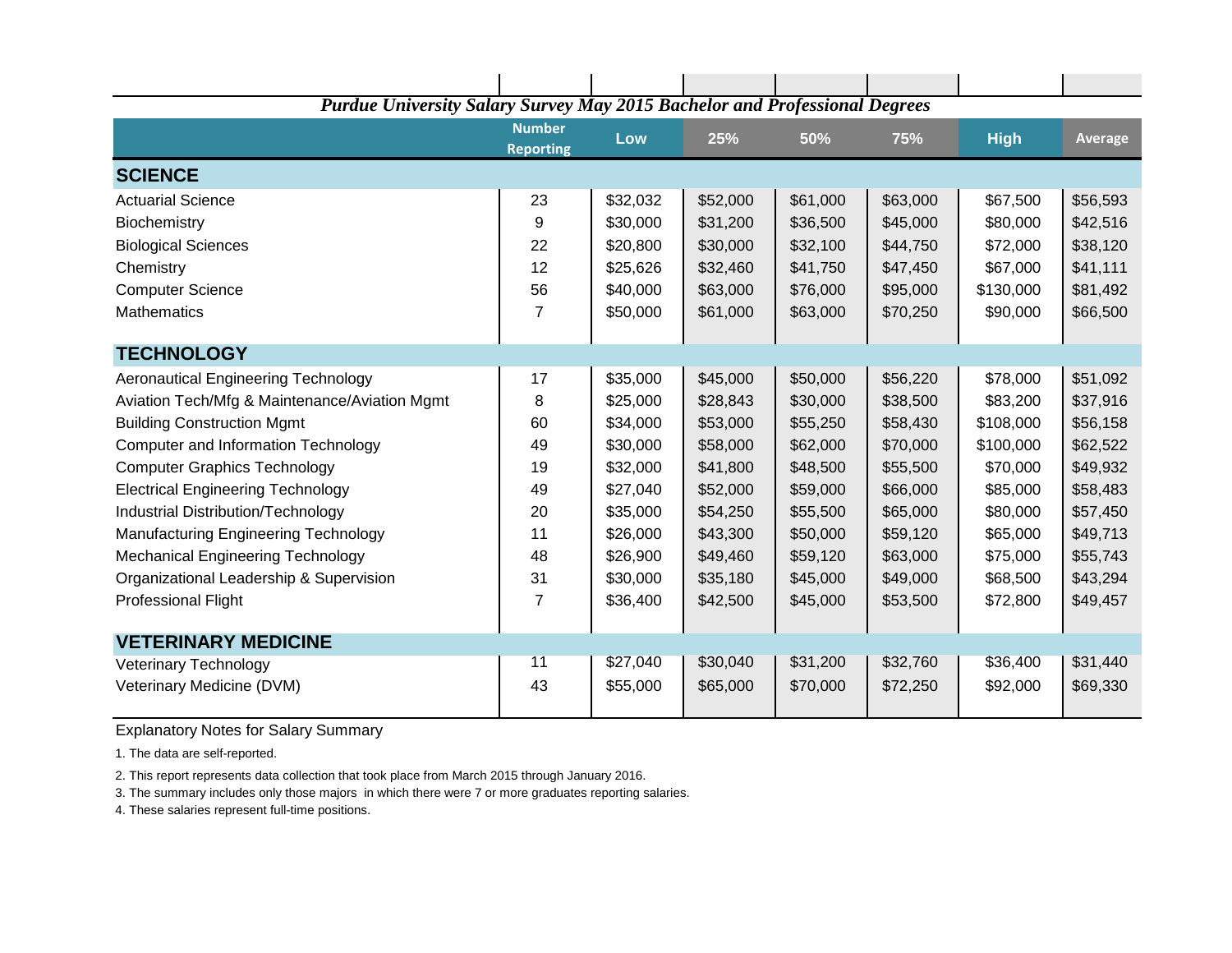*Purdue University Salary Survey May 2015 Bachelor and Professional Degrees*

| | Number Reporting | Low | 25% | 50% | 75% | High | Average |
|---|---|---|---|---|---|---|---|
| **SCIENCE** | | | | | | | |
| Actuarial Science | 23 | $32,032 | $52,000 | $61,000 | $63,000 | $67,500 | $56,593 |
| Biochemistry | 9 | $30,000 | $31,200 | $36,500 | $45,000 | $80,000 | $42,516 |
| Biological Sciences | 22 | $20,800 | $30,000 | $32,100 | $44,750 | $72,000 | $38,120 |
| Chemistry | 12 | $25,626 | $32,460 | $41,750 | $47,450 | $67,000 | $41,111 |
| Computer Science | 56 | $40,000 | $63,000 | $76,000 | $95,000 | $130,000 | $81,492 |
| Mathematics | 7 | $50,000 | $61,000 | $63,000 | $70,250 | $90,000 | $66,500 |
| **TECHNOLOGY** | | | | | | | |
| Aeronautical Engineering Technology | 17 | $35,000 | $45,000 | $50,000 | $56,220 | $78,000 | $51,092 |
| Aviation Tech/Mfg & Maintenance/Aviation Mgmt | 8 | $25,000 | $28,843 | $30,000 | $38,500 | $83,200 | $37,916 |
| Building Construction Mgmt | 60 | $34,000 | $53,000 | $55,250 | $58,430 | $108,000 | $56,158 |
| Computer and Information Technology | 49 | $30,000 | $58,000 | $62,000 | $70,000 | $100,000 | $62,522 |
| Computer Graphics Technology | 19 | $32,000 | $41,800 | $48,500 | $55,500 | $70,000 | $49,932 |
| Electrical Engineering Technology | 49 | $27,040 | $52,000 | $59,000 | $66,000 | $85,000 | $58,483 |
| Industrial Distribution/Technology | 20 | $35,000 | $54,250 | $55,500 | $65,000 | $80,000 | $57,450 |
| Manufacturing Engineering Technology | 11 | $26,000 | $43,300 | $50,000 | $59,120 | $65,000 | $49,713 |
| Mechanical Engineering Technology | 48 | $26,900 | $49,460 | $59,120 | $63,000 | $75,000 | $55,743 |
| Organizational Leadership & Supervision | 31 | $30,000 | $35,180 | $45,000 | $49,000 | $68,500 | $43,294 |
| Professional Flight | 7 | $36,400 | $42,500 | $45,000 | $53,500 | $72,800 | $49,457 |
| **VETERINARY MEDICINE** | | | | | | | |
| Veterinary Technology | 11 | $27,040 | $30,040 | $31,200 | $32,760 | $36,400 | $31,440 |
| Veterinary Medicine (DVM) | 43 | $55,000 | $65,000 | $70,000 | $72,250 | $92,000 | $69,330 |

Explanatory Notes for Salary Summary

1. The data are self-reported.
2. This report represents data collection that took place from March 2015 through January 2016.
3. The summary includes only those majors in which there were 7 or more graduates reporting salaries.
4. These salaries represent full-time positions.